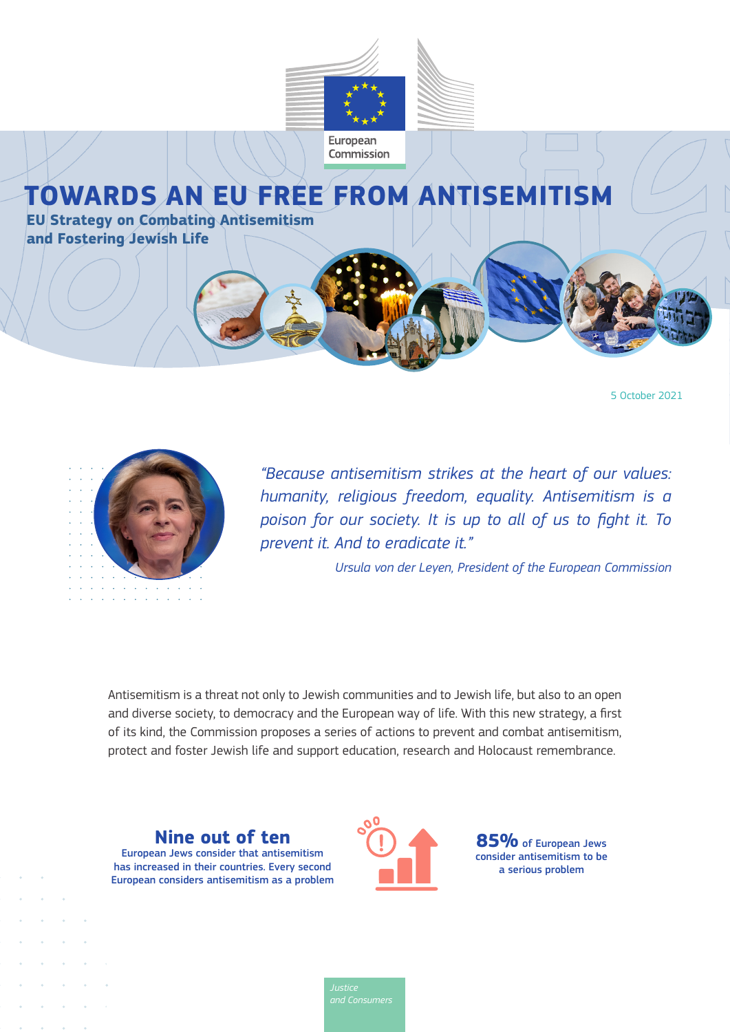European Commission

# TOWARDS AN EU FREE FROM ANTISEMITISM

## EU Strategy on Combating Antisemitism and Fostering Jewish Life

5 October 2021

*"Because antisemitism strikes at the heart of our values: humanity, religious freedom, equality. Antisemitism is a poison for our society. It is up to all of us to fight it. To prevent it. And to eradicate it."*

*Ursula von der Leyen, President of the European Commission*

Antisemitism is a threat not only to Jewish communities and to Jewish life, but also to an open and diverse society, to democracy and the European way of life. With this new strategy, a first of its kind, the Commission proposes a series of actions to prevent and combat antisemitism, protect and foster Jewish life and support education, research and Holocaust remembrance.

**Nine out of ten**
European Jews consider that antisemitism has increased in their countries. Every second European considers antisemitism as a problem

**85%** of European Jews consider antisemitism to be a serious problem

*Justice and Consumers*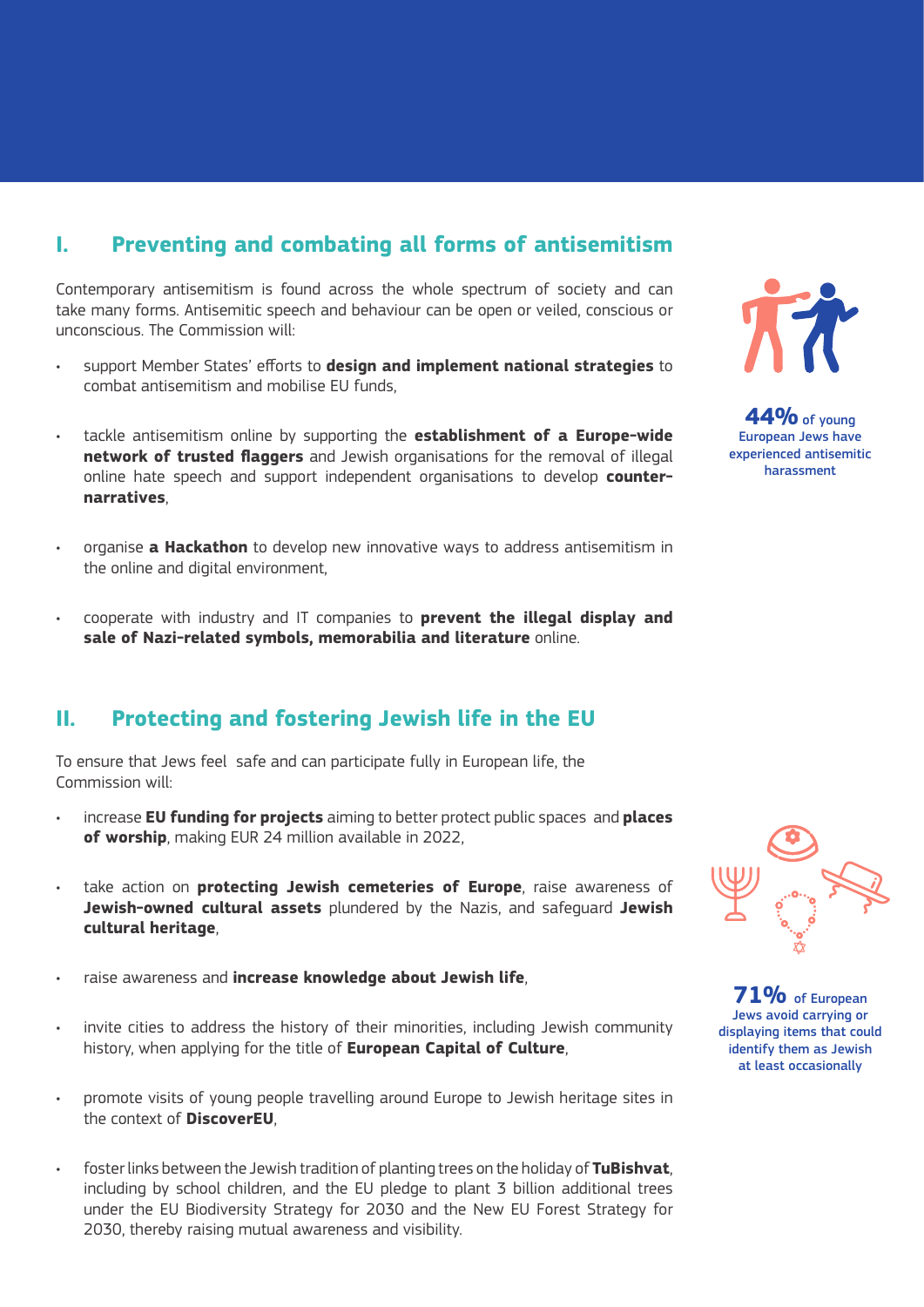## I. Preventing and combating all forms of antisemitism

Contemporary antisemitism is found across the whole spectrum of society and can take many forms. Antisemitic speech and behaviour can be open or veiled, conscious or unconscious. The Commission will:

- support Member States' efforts to **design and implement national strategies** to combat antisemitism and mobilise EU funds,
- tackle antisemitism online by supporting the **establishment of a Europe-wide network of trusted flaggers** and Jewish organisations for the removal of illegal online hate speech and support independent organisations to develop **counter-narratives**,
- organise **a Hackathon** to develop new innovative ways to address antisemitism in the online and digital environment,
- cooperate with industry and IT companies to **prevent the illegal display and sale of Nazi-related symbols, memorabilia and literature** online.

**44%** of young European Jews have experienced antisemitic harassment

## II. Protecting and fostering Jewish life in the EU

To ensure that Jews feel safe and can participate fully in European life, the Commission will:

- increase **EU funding for projects** aiming to better protect public spaces and **places of worship**, making EUR 24 million available in 2022,
- take action on **protecting Jewish cemeteries of Europe**, raise awareness of **Jewish-owned cultural assets** plundered by the Nazis, and safeguard **Jewish cultural heritage**,
- raise awareness and **increase knowledge about Jewish life**,
- invite cities to address the history of their minorities, including Jewish community history, when applying for the title of **European Capital of Culture**,
- promote visits of young people travelling around Europe to Jewish heritage sites in the context of **DiscoverEU**,
- foster links between the Jewish tradition of planting trees on the holiday of **TuBishvat**, including by school children, and the EU pledge to plant 3 billion additional trees under the EU Biodiversity Strategy for 2030 and the New EU Forest Strategy for 2030, thereby raising mutual awareness and visibility.

**71%** of European Jews avoid carrying or displaying items that could identify them as Jewish at least occasionally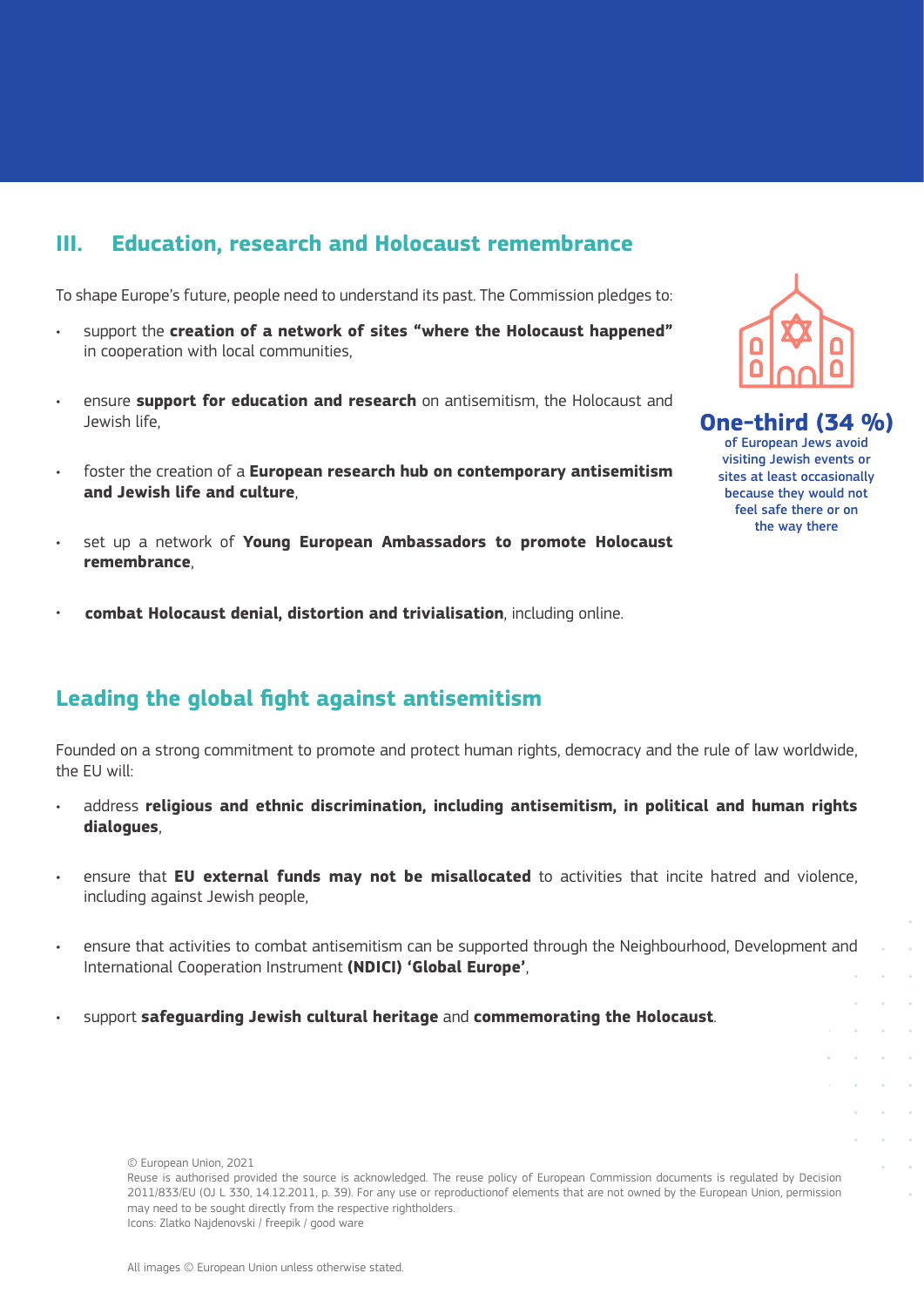## III. Education, research and Holocaust remembrance

To shape Europe's future, people need to understand its past. The Commission pledges to:

- support the **creation of a network of sites "where the Holocaust happened"** in cooperation with local communities,
- ensure **support for education and research** on antisemitism, the Holocaust and Jewish life,
- foster the creation of a **European research hub on contemporary antisemitism and Jewish life and culture**,
- set up a network of **Young European Ambassadors to promote Holocaust remembrance**,
- **combat Holocaust denial, distortion and trivialisation**, including online.

**One-third (34 %)**
of European Jews avoid visiting Jewish events or sites at least occasionally because they would not feel safe there or on the way there

## Leading the global fight against antisemitism

Founded on a strong commitment to promote and protect human rights, democracy and the rule of law worldwide, the EU will:

- address **religious and ethnic discrimination, including antisemitism, in political and human rights dialogues**,
- ensure that **EU external funds may not be misallocated** to activities that incite hatred and violence, including against Jewish people,
- ensure that activities to combat antisemitism can be supported through the Neighbourhood, Development and International Cooperation Instrument **(NDICI) 'Global Europe'**,
- support **safeguarding Jewish cultural heritage** and **commemorating the Holocaust**.

© European Union, 2021
Reuse is authorised provided the source is acknowledged. The reuse policy of European Commission documents is regulated by Decision 2011/833/EU (OJ L 330, 14.12.2011, p. 39). For any use or reproductionof elements that are not owned by the European Union, permission may need to be sought directly from the respective rightholders.
Icons: Zlatko Najdenovski / freepik / good ware

All images © European Union unless otherwise stated.